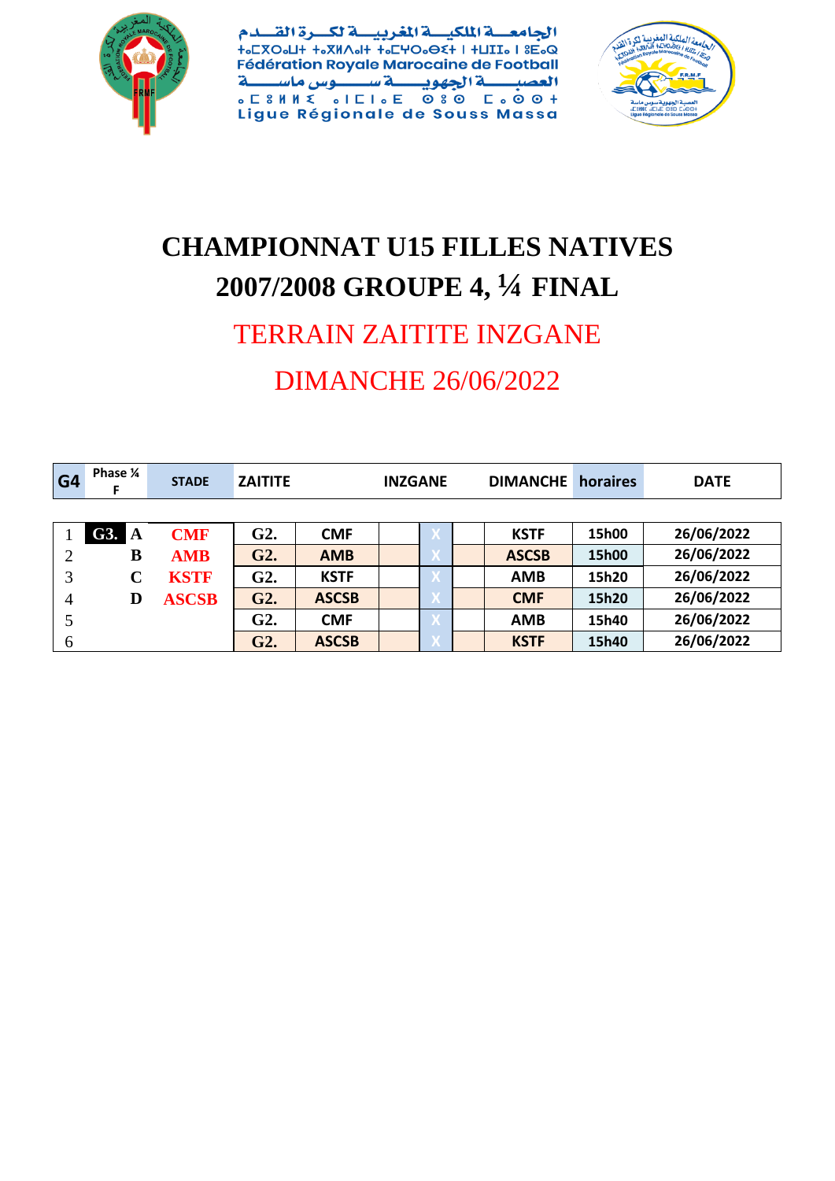الجامعــة الملكيــة المغربيــة لكــرة القــدم
ⵜⴰⵎⵓⵏⵜ ⵜⴰⴳⵍⴷⴰⵏⵜ ⵜⴰⵎⵖⵔⵉⴱⵉⵜ ⵏ ⵜⵓⵛⵛⴰ ⵏ ⵓⴹⴰⵕ
Fédération Royale Marocaine de Football
العصبــة الجهويــة ســوس ماســة
ⴰⵎⵙⴽⵏⵉ ⴰⵏⴰⵎⵓⵔ ⵏ ⵙⵓⵙ ⵎⴰⵙⵙⴰ
Ligue Régionale de Souss Massa

# CHAMPIONNAT U15 FILLES NATIVES 2007/2008 GROUPE 4, ¼ FINAL

## TERRAIN ZAITITE INZGANE

## DIMANCHE 26/06/2022

| G4 | Phase ¼ F | STADE | ZAITITE | | INZGANE | | | DIMANCHE | horaires | DATE |
|---|---|---|---|---|---|---|---|---|---|---|
| 1 | G3. A | CMF | G2. | CMF | | X | | KSTF | 15h00 | 26/06/2022 |
| 2 | B | AMB | G2. | AMB | | X | | ASCSB | 15h00 | 26/06/2022 |
| 3 | C | KSTF | G2. | KSTF | | X | | AMB | 15h20 | 26/06/2022 |
| 4 | D | ASCSB | G2. | ASCSB | | X | | CMF | 15h20 | 26/06/2022 |
| 5 | | | G2. | CMF | | X | | AMB | 15h40 | 26/06/2022 |
| 6 | | | G2. | ASCSB | | X | | KSTF | 15h40 | 26/06/2022 |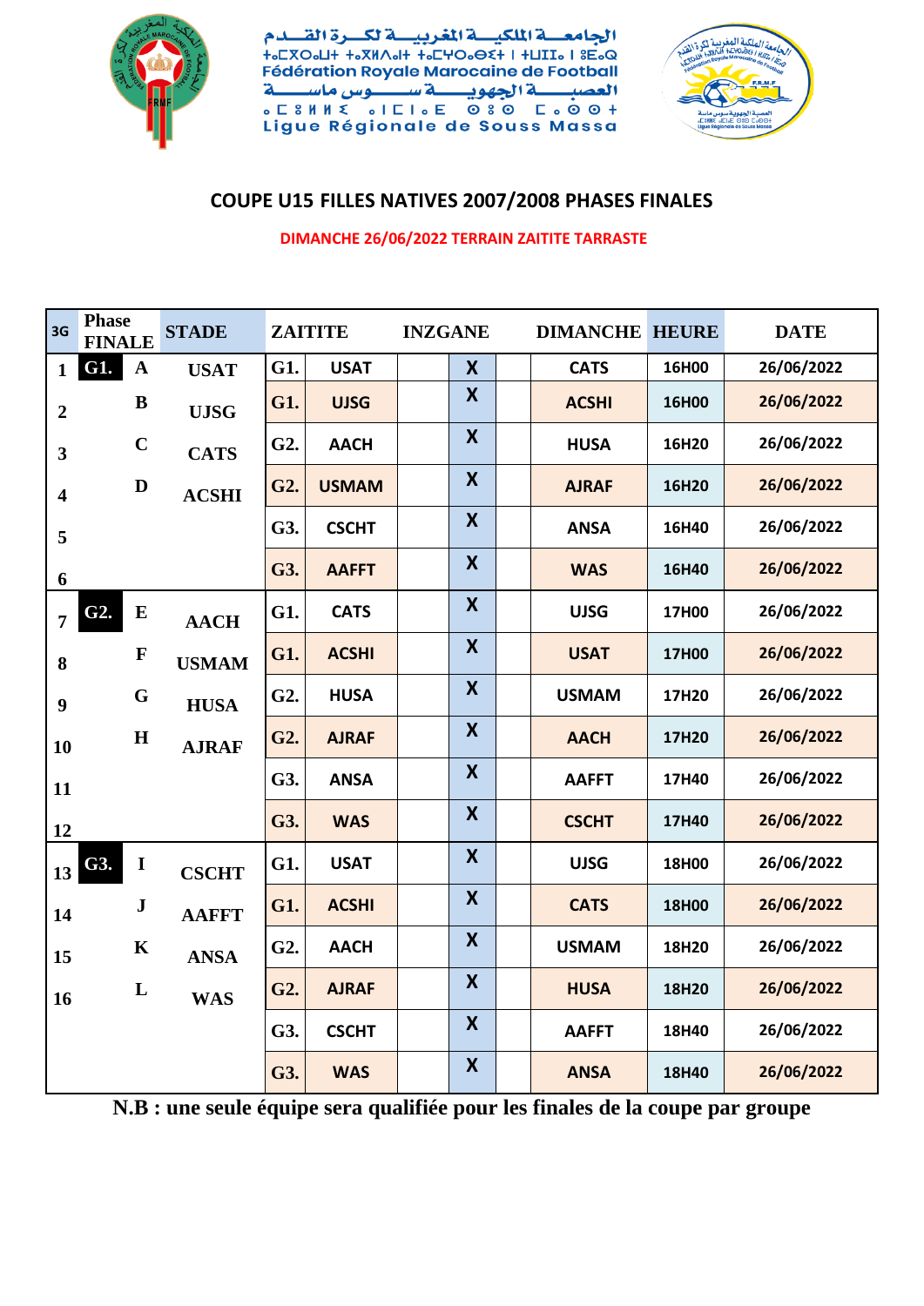الجامعــــة الملكيــــة المغربيـــــة لكــــرة القـــــدم
ⵜⴰⴼⴷⵔⴰⵍⵜ ⵜⴰⴳⵍⴷⴰⵏⵜ ⵜⴰⵎⵖⵔⴰⴱⵉⵜ ⵏ ⵜⵍⵓⵏⵏⴰ ⵏ ⵓⴹⴰⵕ
Fédération Royale Marocaine de Football
العصبــــة الجهويـــــة ســــوس ماســـــة
Ligue Régionale de Souss Massa

## COUPE U15 FILLES NATIVES 2007/2008 PHASES FINALES

**DIMANCHE 26/06/2022 TERRAIN ZAITITE TARRASTE**

| 3G | Phase FINALE | | STADE | ZAITITE | | INZGANE | | | DIMANCHE | HEURE | DATE |
|---|---|---|---|---|---|---|---|---|---|---|---|
| 1 | G1. | A | USAT | G1. | USAT | | X | | CATS | 16H00 | 26/06/2022 |
| 2 | | B | UJSG | G1. | UJSG | | X | | ACSHI | 16H00 | 26/06/2022 |
| 3 | | C | CATS | G2. | AACH | | X | | HUSA | 16H20 | 26/06/2022 |
| 4 | | D | ACSHI | G2. | USMAM | | X | | AJRAF | 16H20 | 26/06/2022 |
| 5 | | | | G3. | CSCHT | | X | | ANSA | 16H40 | 26/06/2022 |
| 6 | | | | G3. | AAFFT | | X | | WAS | 16H40 | 26/06/2022 |
| 7 | G2. | E | AACH | G1. | CATS | | X | | UJSG | 17H00 | 26/06/2022 |
| 8 | | F | USMAM | G1. | ACSHI | | X | | USAT | 17H00 | 26/06/2022 |
| 9 | | G | HUSA | G2. | HUSA | | X | | USMAM | 17H20 | 26/06/2022 |
| 10 | | H | AJRAF | G2. | AJRAF | | X | | AACH | 17H20 | 26/06/2022 |
| 11 | | | | G3. | ANSA | | X | | AAFFT | 17H40 | 26/06/2022 |
| 12 | | | | G3. | WAS | | X | | CSCHT | 17H40 | 26/06/2022 |
| 13 | G3. | I | CSCHT | G1. | USAT | | X | | UJSG | 18H00 | 26/06/2022 |
| 14 | | J | AAFFT | G1. | ACSHI | | X | | CATS | 18H00 | 26/06/2022 |
| 15 | | K | ANSA | G2. | AACH | | X | | USMAM | 18H20 | 26/06/2022 |
| 16 | | L | WAS | G2. | AJRAF | | X | | HUSA | 18H20 | 26/06/2022 |
| | | | | G3. | CSCHT | | X | | AAFFT | 18H40 | 26/06/2022 |
| | | | | G3. | WAS | | X | | ANSA | 18H40 | 26/06/2022 |

**N.B : une seule équipe sera qualifiée pour les finales de la coupe par groupe**